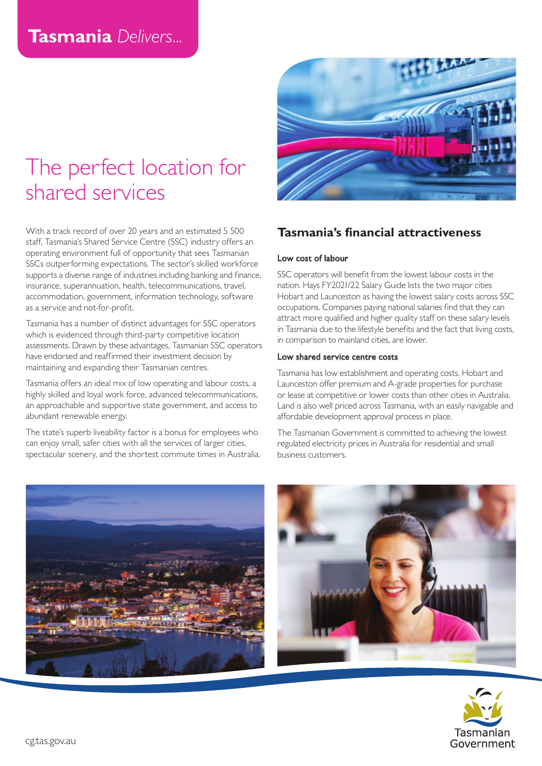**Tasmania** *Delivers...*

# The perfect location for shared services

With a track record of over 20 years and an estimated 5 500 staff, Tasmania's Shared Service Centre (SSC) industry offers an operating environment full of opportunity that sees Tasmanian SSCs outperforming expectations. The sector's skilled workforce supports a diverse range of industries including banking and finance, insurance, superannuation, health, telecommunications, travel, accommodation, government, information technology, software as a service and not-for-profit.

Tasmania has a number of distinct advantages for SSC operators which is evidenced through third-party competitive location assessments. Drawn by these advantages, Tasmanian SSC operators have endorsed and reaffirmed their investment decision by maintaining and expanding their Tasmanian centres.

Tasmania offers an ideal mix of low operating and labour costs, a highly skilled and loyal work force, advanced telecommunications, an approachable and supportive state government, and access to abundant renewable energy.

The state's superb liveability factor is a bonus for employees who can enjoy small, safer cities with all the services of larger cities, spectacular scenery, and the shortest commute times in Australia.

## Tasmania's financial attractiveness

### Low cost of labour

SSC operators will benefit from the lowest labour costs in the nation. Hays FY2021/22 Salary Guide lists the two major cities Hobart and Launceston as having the lowest salary costs across SSC occupations. Companies paying national salaries find that they can attract more qualified and higher quality staff on these salary levels in Tasmania due to the lifestyle benefits and the fact that living costs, in comparison to mainland cities, are lower.

### Low shared service centre costs

Tasmania has low establishment and operating costs. Hobart and Launceston offer premium and A-grade properties for purchase or lease at competitive or lower costs than other cities in Australia. Land is also well priced across Tasmania, with an easily navigable and affordable development approval process in place.

The Tasmanian Government is committed to achieving the lowest regulated electricity prices in Australia for residential and small business customers.

cg.tas.gov.au

Tasmanian Government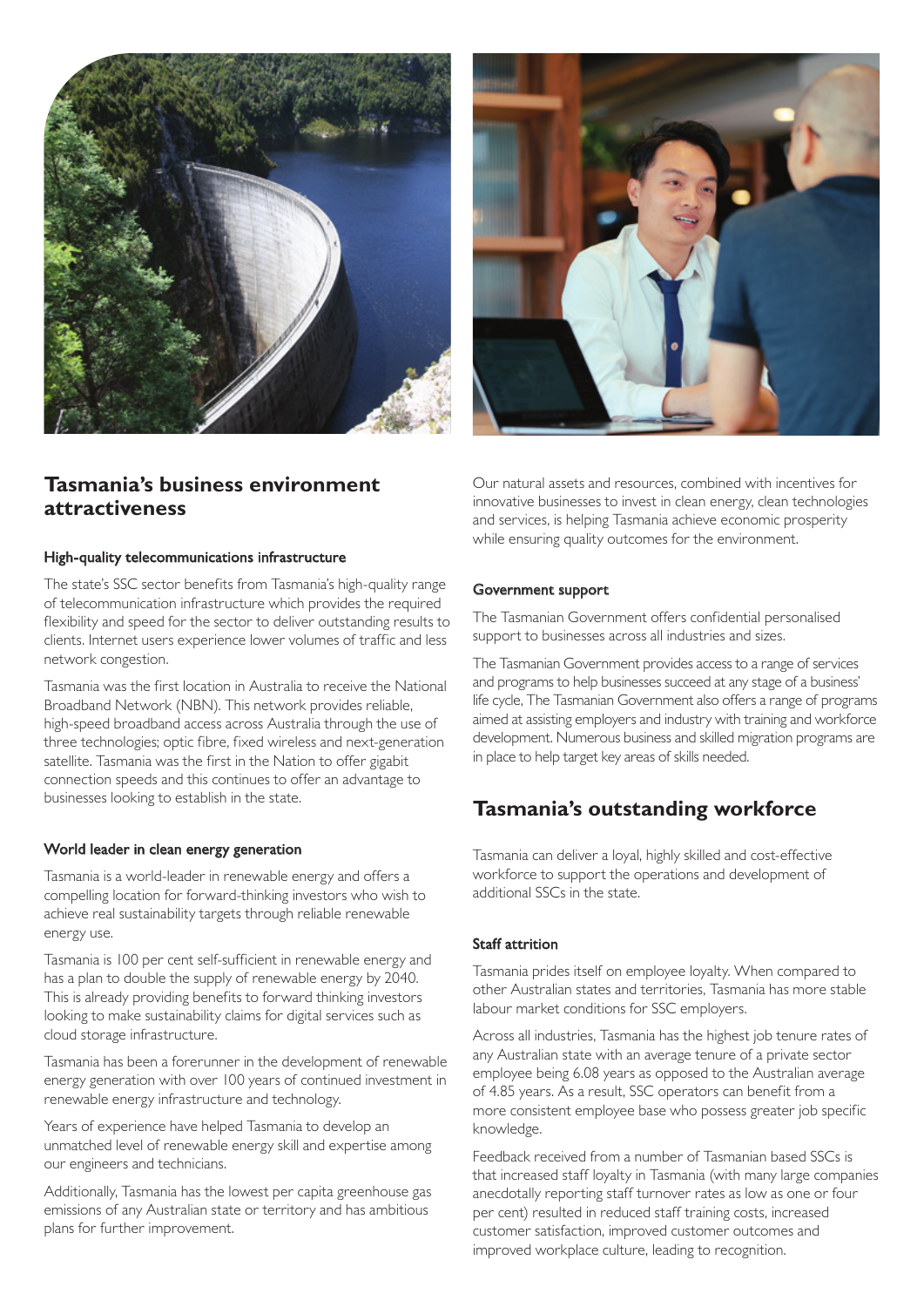## Tasmania's business environment attractiveness

### High-quality telecommunications infrastructure

The state's SSC sector benefits from Tasmania's high-quality range of telecommunication infrastructure which provides the required flexibility and speed for the sector to deliver outstanding results to clients. Internet users experience lower volumes of traffic and less network congestion.

Tasmania was the first location in Australia to receive the National Broadband Network (NBN). This network provides reliable, high-speed broadband access across Australia through the use of three technologies; optic fibre, fixed wireless and next-generation satellite. Tasmania was the first in the Nation to offer gigabit connection speeds and this continues to offer an advantage to businesses looking to establish in the state.

### World leader in clean energy generation

Tasmania is a world-leader in renewable energy and offers a compelling location for forward-thinking investors who wish to achieve real sustainability targets through reliable renewable energy use.

Tasmania is 100 per cent self-sufficient in renewable energy and has a plan to double the supply of renewable energy by 2040. This is already providing benefits to forward thinking investors looking to make sustainability claims for digital services such as cloud storage infrastructure.

Tasmania has been a forerunner in the development of renewable energy generation with over 100 years of continued investment in renewable energy infrastructure and technology.

Years of experience have helped Tasmania to develop an unmatched level of renewable energy skill and expertise among our engineers and technicians.

Additionally, Tasmania has the lowest per capita greenhouse gas emissions of any Australian state or territory and has ambitious plans for further improvement.

Our natural assets and resources, combined with incentives for innovative businesses to invest in clean energy, clean technologies and services, is helping Tasmania achieve economic prosperity while ensuring quality outcomes for the environment.

### Government support

The Tasmanian Government offers confidential personalised support to businesses across all industries and sizes.

The Tasmanian Government provides access to a range of services and programs to help businesses succeed at any stage of a business' life cycle, The Tasmanian Government also offers a range of programs aimed at assisting employers and industry with training and workforce development. Numerous business and skilled migration programs are in place to help target key areas of skills needed.

## Tasmania's outstanding workforce

Tasmania can deliver a loyal, highly skilled and cost-effective workforce to support the operations and development of additional SSCs in the state.

### Staff attrition

Tasmania prides itself on employee loyalty. When compared to other Australian states and territories, Tasmania has more stable labour market conditions for SSC employers.

Across all industries, Tasmania has the highest job tenure rates of any Australian state with an average tenure of a private sector employee being 6.08 years as opposed to the Australian average of 4.85 years. As a result, SSC operators can benefit from a more consistent employee base who possess greater job specific knowledge.

Feedback received from a number of Tasmanian based SSCs is that increased staff loyalty in Tasmania (with many large companies anecdotally reporting staff turnover rates as low as one or four per cent) resulted in reduced staff training costs, increased customer satisfaction, improved customer outcomes and improved workplace culture, leading to recognition.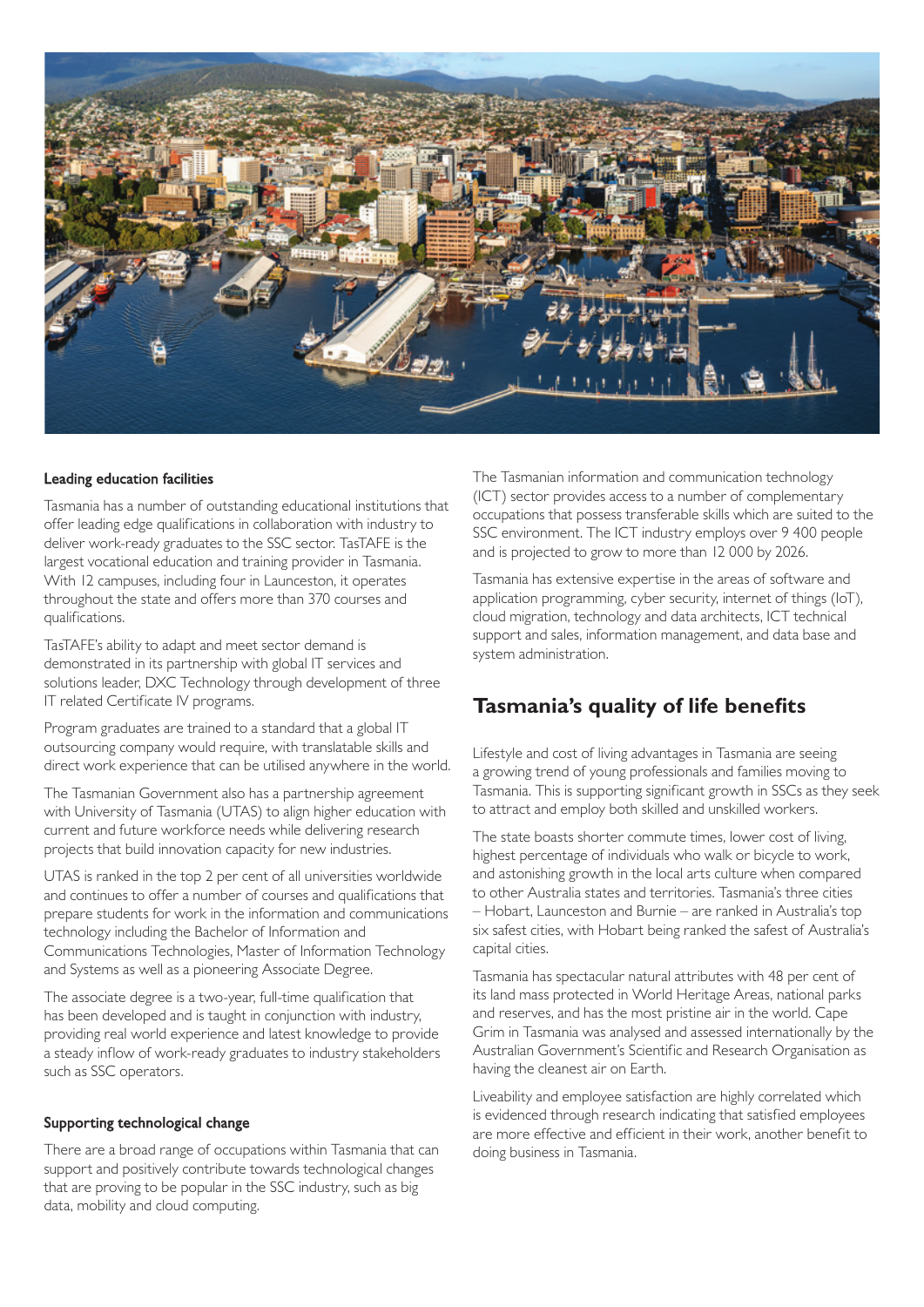### Leading education facilities

Tasmania has a number of outstanding educational institutions that offer leading edge qualifications in collaboration with industry to deliver work-ready graduates to the SSC sector. TasTAFE is the largest vocational education and training provider in Tasmania. With 12 campuses, including four in Launceston, it operates throughout the state and offers more than 370 courses and qualifications.

TasTAFE's ability to adapt and meet sector demand is demonstrated in its partnership with global IT services and solutions leader, DXC Technology through development of three IT related Certificate IV programs.

Program graduates are trained to a standard that a global IT outsourcing company would require, with translatable skills and direct work experience that can be utilised anywhere in the world.

The Tasmanian Government also has a partnership agreement with University of Tasmania (UTAS) to align higher education with current and future workforce needs while delivering research projects that build innovation capacity for new industries.

UTAS is ranked in the top 2 per cent of all universities worldwide and continues to offer a number of courses and qualifications that prepare students for work in the information and communications technology including the Bachelor of Information and Communications Technologies, Master of Information Technology and Systems as well as a pioneering Associate Degree.

The associate degree is a two-year, full-time qualification that has been developed and is taught in conjunction with industry, providing real world experience and latest knowledge to provide a steady inflow of work-ready graduates to industry stakeholders such as SSC operators.

### Supporting technological change

There are a broad range of occupations within Tasmania that can support and positively contribute towards technological changes that are proving to be popular in the SSC industry, such as big data, mobility and cloud computing.

The Tasmanian information and communication technology (ICT) sector provides access to a number of complementary occupations that possess transferable skills which are suited to the SSC environment. The ICT industry employs over 9 400 people and is projected to grow to more than 12 000 by 2026.

Tasmania has extensive expertise in the areas of software and application programming, cyber security, internet of things (IoT), cloud migration, technology and data architects, ICT technical support and sales, information management, and data base and system administration.

## Tasmania's quality of life benefits

Lifestyle and cost of living advantages in Tasmania are seeing a growing trend of young professionals and families moving to Tasmania. This is supporting significant growth in SSCs as they seek to attract and employ both skilled and unskilled workers.

The state boasts shorter commute times, lower cost of living, highest percentage of individuals who walk or bicycle to work, and astonishing growth in the local arts culture when compared to other Australia states and territories. Tasmania's three cities – Hobart, Launceston and Burnie – are ranked in Australia's top six safest cities, with Hobart being ranked the safest of Australia's capital cities.

Tasmania has spectacular natural attributes with 48 per cent of its land mass protected in World Heritage Areas, national parks and reserves, and has the most pristine air in the world. Cape Grim in Tasmania was analysed and assessed internationally by the Australian Government's Scientific and Research Organisation as having the cleanest air on Earth.

Liveability and employee satisfaction are highly correlated which is evidenced through research indicating that satisfied employees are more effective and efficient in their work, another benefit to doing business in Tasmania.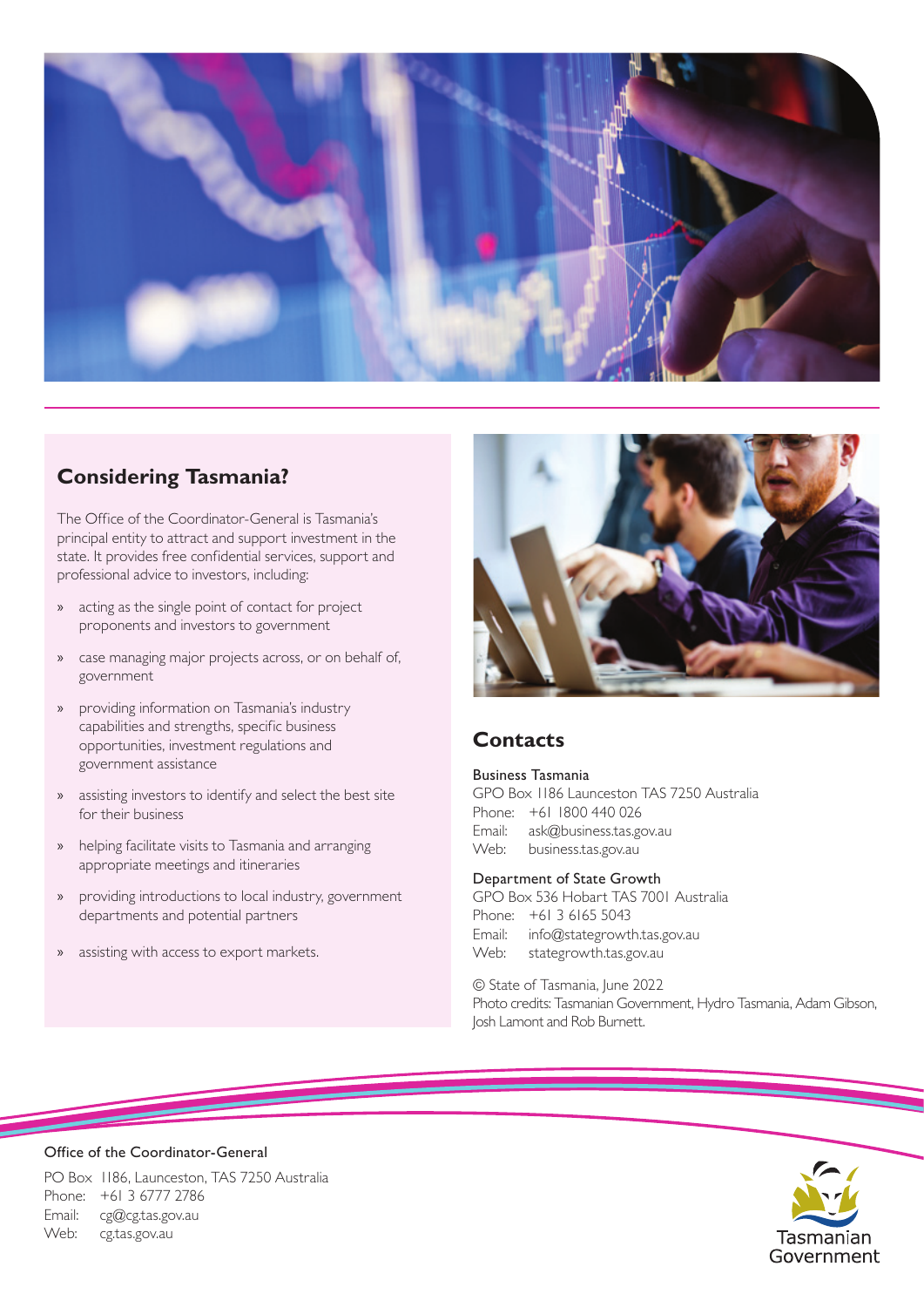## Considering Tasmania?

The Office of the Coordinator-General is Tasmania's principal entity to attract and support investment in the state. It provides free confidential services, support and professional advice to investors, including:

- acting as the single point of contact for project proponents and investors to government
- case managing major projects across, or on behalf of, government
- providing information on Tasmania's industry capabilities and strengths, specific business opportunities, investment regulations and government assistance
- assisting investors to identify and select the best site for their business
- helping facilitate visits to Tasmania and arranging appropriate meetings and itineraries
- providing introductions to local industry, government departments and potential partners
- assisting with access to export markets.

## Contacts

**Business Tasmania**
GPO Box 1186 Launceston TAS 7250 Australia
Phone: +61 1800 440 026
Email: ask@business.tas.gov.au
Web: business.tas.gov.au

**Department of State Growth**
GPO Box 536 Hobart TAS 7001 Australia
Phone: +61 3 6165 5043
Email: info@stategrowth.tas.gov.au
Web: stategrowth.tas.gov.au

© State of Tasmania, June 2022
Photo credits: Tasmanian Government, Hydro Tasmania, Adam Gibson, Josh Lamont and Rob Burnett.

**Office of the Coordinator-General**
PO Box 1186, Launceston, TAS 7250 Australia
Phone: +61 3 6777 2786
Email: cg@cg.tas.gov.au
Web: cg.tas.gov.au

Tasmanian Government